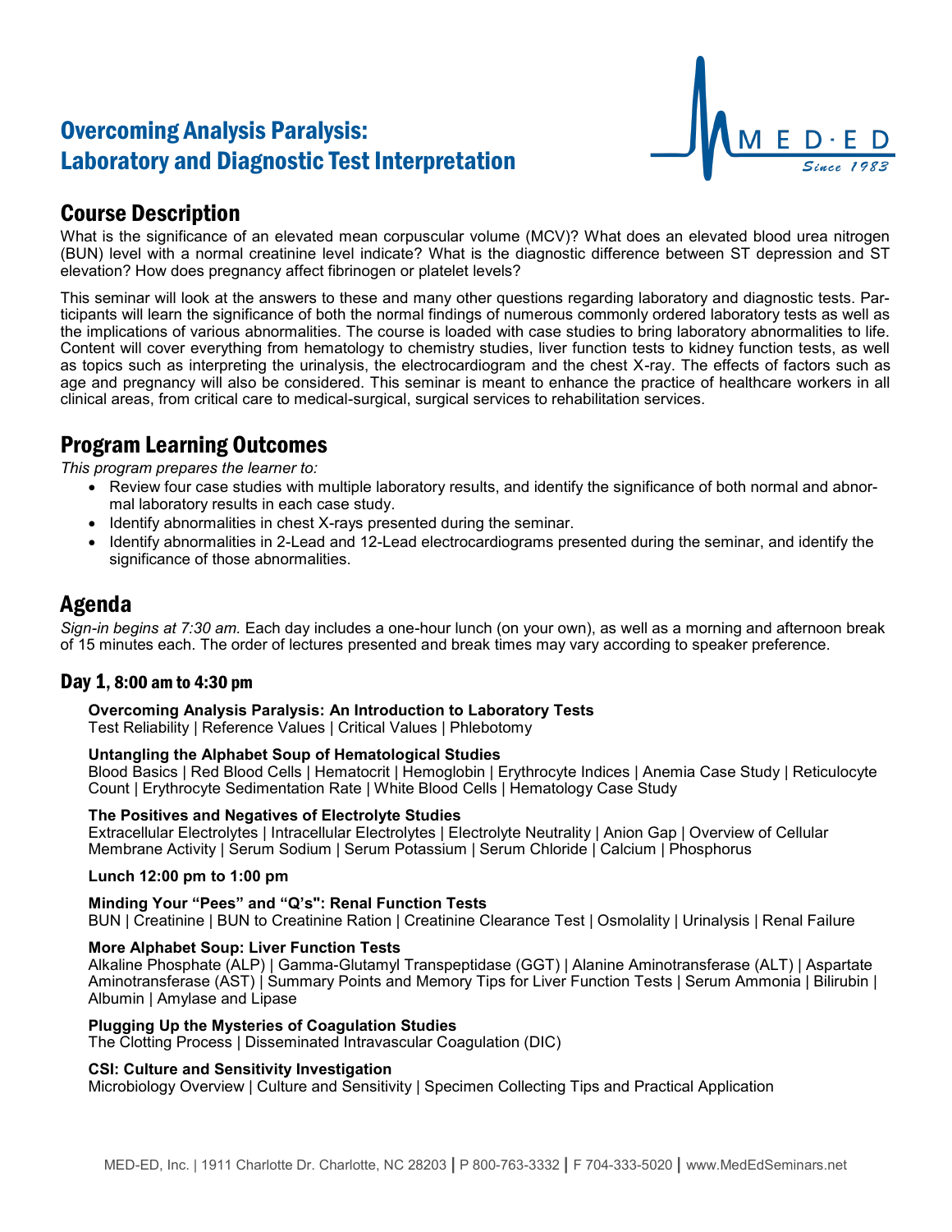# Overcoming Analysis Paralysis: Laboratory and Diagnostic Test Interpretation

## Course Description

What is the significance of an elevated mean corpuscular volume (MCV)? What does an elevated blood urea nitrogen (BUN) level with a normal creatinine level indicate? What is the diagnostic difference between ST depression and ST elevation? How does pregnancy affect fibrinogen or platelet levels?

This seminar will look at the answers to these and many other questions regarding laboratory and diagnostic tests. Participants will learn the significance of both the normal findings of numerous commonly ordered laboratory tests as well as the implications of various abnormalities. The course is loaded with case studies to bring laboratory abnormalities to life. Content will cover everything from hematology to chemistry studies, liver function tests to kidney function tests, as well as topics such as interpreting the urinalysis, the electrocardiogram and the chest X-ray. The effects of factors such as age and pregnancy will also be considered. This seminar is meant to enhance the practice of healthcare workers in all clinical areas, from critical care to medical-surgical, surgical services to rehabilitation services.

## Program Learning Outcomes

*This program prepares the learner to:*

- Review four case studies with multiple laboratory results, and identify the significance of both normal and abnormal laboratory results in each case study.
- Identify abnormalities in chest X-rays presented during the seminar.
- Identify abnormalities in 2-Lead and 12-Lead electrocardiograms presented during the seminar, and identify the significance of those abnormalities.

## Agenda

*Sign-in begins at 7:30 am.* Each day includes a one-hour lunch (on your own), as well as a morning and afternoon break of 15 minutes each. The order of lectures presented and break times may vary according to speaker preference.

### Day 1, 8:00 am to 4:30 pm

**Overcoming Analysis Paralysis: An Introduction to Laboratory Tests**
Test Reliability | Reference Values | Critical Values | Phlebotomy

**Untangling the Alphabet Soup of Hematological Studies**
Blood Basics | Red Blood Cells | Hematocrit | Hemoglobin | Erythrocyte Indices | Anemia Case Study | Reticulocyte Count | Erythrocyte Sedimentation Rate | White Blood Cells | Hematology Case Study

**The Positives and Negatives of Electrolyte Studies**
Extracellular Electrolytes | Intracellular Electrolytes | Electrolyte Neutrality | Anion Gap | Overview of Cellular Membrane Activity | Serum Sodium | Serum Potassium | Serum Chloride | Calcium | Phosphorus

**Lunch 12:00 pm to 1:00 pm**

**Minding Your "Pees" and "Q's": Renal Function Tests**
BUN | Creatinine | BUN to Creatinine Ration | Creatinine Clearance Test | Osmolality | Urinalysis | Renal Failure

**More Alphabet Soup: Liver Function Tests**
Alkaline Phosphate (ALP) | Gamma-Glutamyl Transpeptidase (GGT) | Alanine Aminotransferase (ALT) | Aspartate Aminotransferase (AST) | Summary Points and Memory Tips for Liver Function Tests | Serum Ammonia | Bilirubin | Albumin | Amylase and Lipase

**Plugging Up the Mysteries of Coagulation Studies**
The Clotting Process | Disseminated Intravascular Coagulation (DIC)

**CSI: Culture and Sensitivity Investigation**
Microbiology Overview | Culture and Sensitivity | Specimen Collecting Tips and Practical Application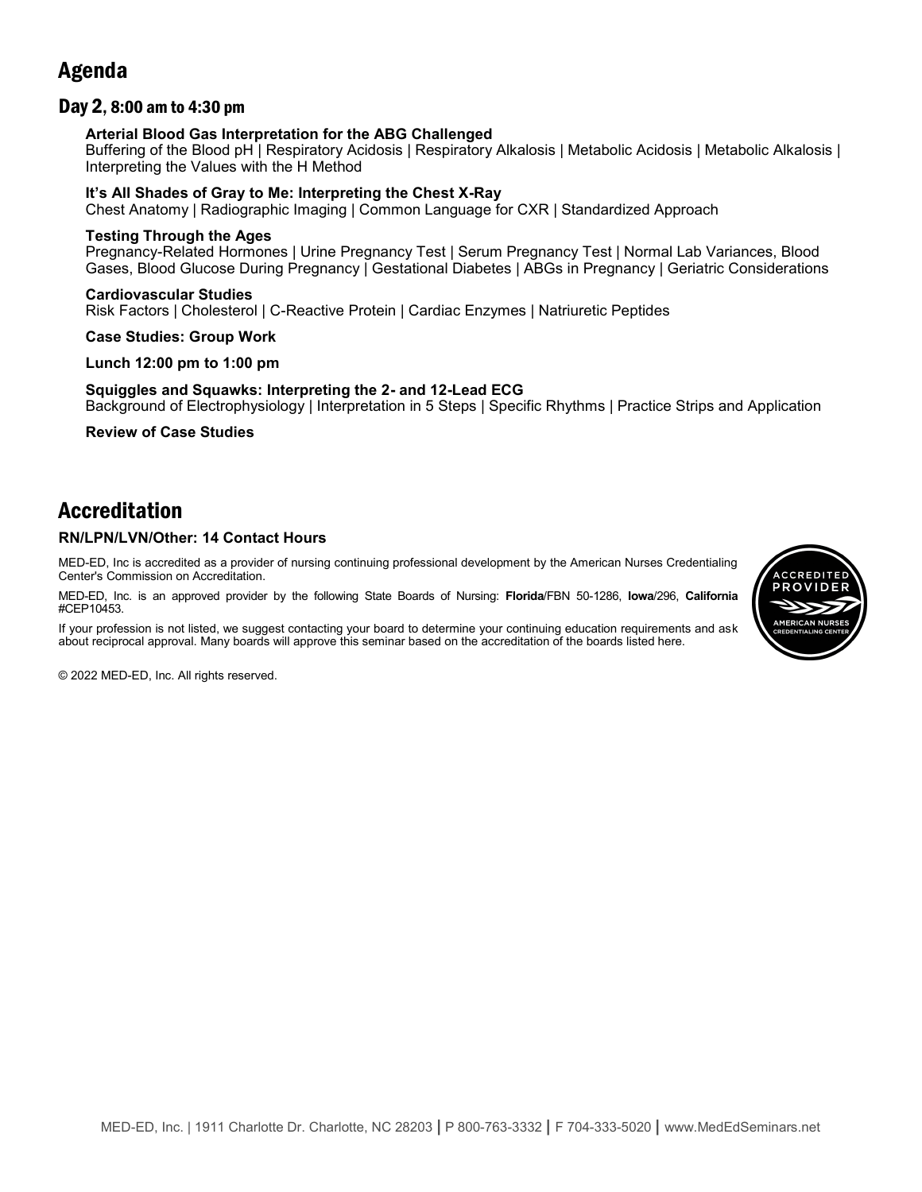# Agenda

## Day 2, 8:00 am to 4:30 pm

**Arterial Blood Gas Interpretation for the ABG Challenged**
Buffering of the Blood pH | Respiratory Acidosis | Respiratory Alkalosis | Metabolic Acidosis | Metabolic Alkalosis | Interpreting the Values with the H Method

**It's All Shades of Gray to Me: Interpreting the Chest X-Ray**
Chest Anatomy | Radiographic Imaging | Common Language for CXR | Standardized Approach

**Testing Through the Ages**
Pregnancy-Related Hormones | Urine Pregnancy Test | Serum Pregnancy Test | Normal Lab Variances, Blood Gases, Blood Glucose During Pregnancy | Gestational Diabetes | ABGs in Pregnancy | Geriatric Considerations

**Cardiovascular Studies**
Risk Factors | Cholesterol | C-Reactive Protein | Cardiac Enzymes | Natriuretic Peptides

**Case Studies: Group Work**

**Lunch 12:00 pm to 1:00 pm**

**Squiggles and Squawks: Interpreting the 2- and 12-Lead ECG**
Background of Electrophysiology | Interpretation in 5 Steps | Specific Rhythms | Practice Strips and Application

**Review of Case Studies**

# Accreditation

**RN/LPN/LVN/Other: 14 Contact Hours**

MED-ED, Inc is accredited as a provider of nursing continuing professional development by the American Nurses Credentialing Center's Commission on Accreditation.

MED-ED, Inc. is an approved provider by the following State Boards of Nursing: **Florida**/FBN 50-1286, **Iowa**/296, **California** #CEP10453.

If your profession is not listed, we suggest contacting your board to determine your continuing education requirements and ask about reciprocal approval. Many boards will approve this seminar based on the accreditation of the boards listed here.

ACCREDITED PROVIDER
AMERICAN NURSES CREDENTIALING CENTER

© 2022 MED-ED, Inc. All rights reserved.

MED-ED, Inc. | 1911 Charlotte Dr. Charlotte, NC 28203 | P 800-763-3332 | F 704-333-5020 | www.MedEdSeminars.net